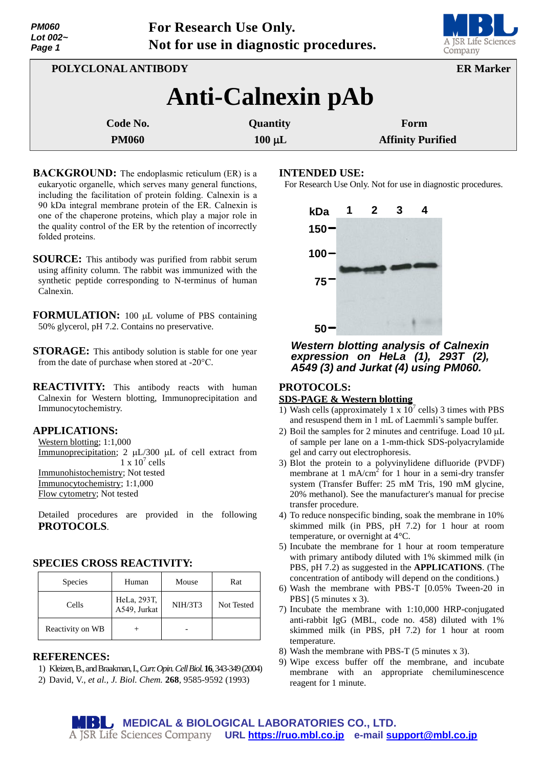PM060
Lot 002~

**For Research Use Only.**
**Not for use in diagnostic procedures.**

**POLYCLONAL ANTIBODY** **ER Marker**

# Anti-Calnexin pAb

| Code No. | Quantity | Form |
|---|---|---|
| PM060 | 100 µL | Affinity Purified |

**BACKGROUND:** The endoplasmic reticulum (ER) is a eukaryotic organelle, which serves many general functions, including the facilitation of protein folding. Calnexin is a 90 kDa integral membrane protein of the ER. Calnexin is one of the chaperone proteins, which play a major role in the quality control of the ER by the retention of incorrectly folded proteins.

**SOURCE:** This antibody was purified from rabbit serum using affinity column. The rabbit was immunized with the synthetic peptide corresponding to N-terminus of human Calnexin.

**FORMULATION:** 100 µL volume of PBS containing 50% glycerol, pH 7.2. Contains no preservative.

**STORAGE:** This antibody solution is stable for one year from the date of purchase when stored at -20°C.

**REACTIVITY:** This antibody reacts with human Calnexin for Western blotting, Immunoprecipitation and Immunocytochemistry.

**APPLICATIONS:**

Western blotting; 1:1,000
Immunoprecipitation; 2 µL/300 µL of cell extract from $1 \times 10^7$ cells
Immunohistochemistry; Not tested
Immunocytochemistry; 1:1,000
Flow cytometry; Not tested

Detailed procedures are provided in the following **PROTOCOLS**.

**SPECIES CROSS REACTIVITY:**

| Species | Human | Mouse | Rat |
|---|---|---|---|
| Cells | HeLa, 293T, A549, Jurkat | NIH/3T3 | Not Tested |
| Reactivity on WB | + | - | |

**REFERENCES:**

1) Kleizen, B., and Braakman, I., *Curr. Opin. Cell Biol.* **16**, 343-349 (2004)
2) David, V., *et al., J. Biol. Chem.* **268**, 9585-9592 (1993)

**INTENDED USE:**
For Research Use Only. Not for use in diagnostic procedures.

***Western blotting analysis of Calnexin expression on HeLa (1), 293T (2), A549 (3) and Jurkat (4) using PM060.***

**PROTOCOLS:**

SDS-PAGE & Western blotting

1) Wash cells (approximately $1 \times 10^7$ cells) 3 times with PBS and resuspend them in 1 mL of Laemmli's sample buffer.
2) Boil the samples for 2 minutes and centrifuge. Load 10 µL of sample per lane on a 1-mm-thick SDS-polyacrylamide gel and carry out electrophoresis.
3) Blot the protein to a polyvinylidene difluoride (PVDF) membrane at 1 mA/cm$^2$ for 1 hour in a semi-dry transfer system (Transfer Buffer: 25 mM Tris, 190 mM glycine, 20% methanol). See the manufacturer's manual for precise transfer procedure.
4) To reduce nonspecific binding, soak the membrane in 10% skimmed milk (in PBS, pH 7.2) for 1 hour at room temperature, or overnight at 4°C.
5) Incubate the membrane for 1 hour at room temperature with primary antibody diluted with 1% skimmed milk (in PBS, pH 7.2) as suggested in the **APPLICATIONS**. (The concentration of antibody will depend on the conditions.)
6) Wash the membrane with PBS-T [0.05% Tween-20 in PBS] (5 minutes x 3).
7) Incubate the membrane with 1:10,000 HRP-conjugated anti-rabbit IgG (MBL, code no. 458) diluted with 1% skimmed milk (in PBS, pH 7.2) for 1 hour at room temperature.
8) Wash the membrane with PBS-T (5 minutes x 3).
9) Wipe excess buffer off the membrane, and incubate membrane with an appropriate chemiluminescence reagent for 1 minute.

**MEDICAL & BIOLOGICAL LABORATORIES CO., LTD.**
A JSR Life Sciences Company
URL https://ruo.mbl.co.jp e-mail support@mbl.co.jp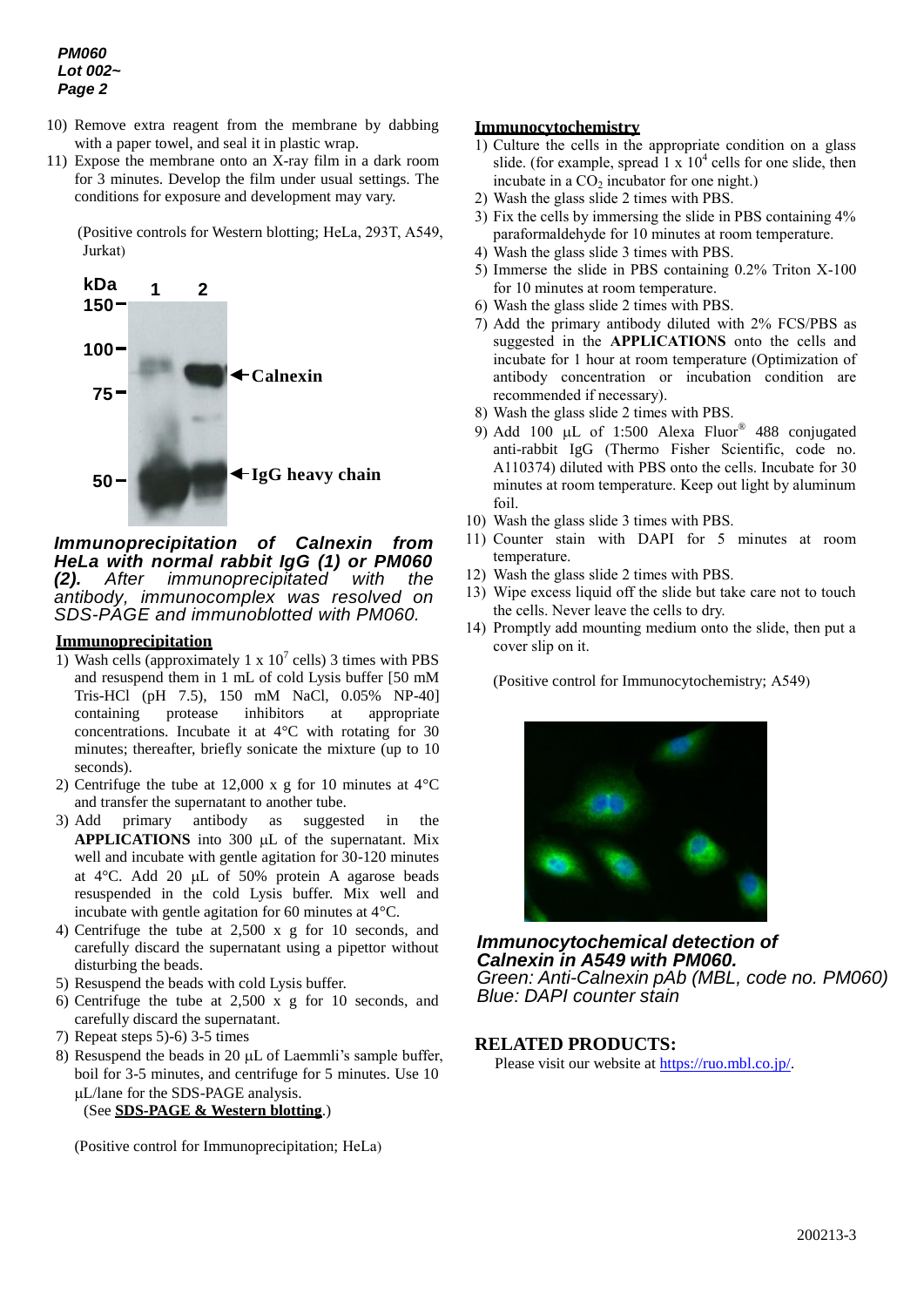10) Remove extra reagent from the membrane by dabbing with a paper towel, and seal it in plastic wrap.
11) Expose the membrane onto an X-ray film in a dark room for 3 minutes. Develop the film under usual settings. The conditions for exposure and development may vary.

(Positive controls for Western blotting; HeLa, 293T, A549, Jurkat)

kDa
1
2
150
100
75
50
Calnexin
IgG heavy chain

***Immunoprecipitation of Calnexin from HeLa with normal rabbit IgG (1) or PM060 (2).*** *After immunoprecipitated with the antibody, immunocomplex was resolved on SDS-PAGE and immunoblotted with PM060.*

## Immunoprecipitation

1) Wash cells (approximately 1 x $10^7$ cells) 3 times with PBS and resuspend them in 1 mL of cold Lysis buffer [50 mM Tris-HCl (pH 7.5), 150 mM NaCl, 0.05% NP-40] containing protease inhibitors at appropriate concentrations. Incubate it at 4°C with rotating for 30 minutes; thereafter, briefly sonicate the mixture (up to 10 seconds).
2) Centrifuge the tube at 12,000 x g for 10 minutes at 4°C and transfer the supernatant to another tube.
3) Add primary antibody as suggested in the **APPLICATIONS** into 300 μL of the supernatant. Mix well and incubate with gentle agitation for 30-120 minutes at 4°C. Add 20 μL of 50% protein A agarose beads resuspended in the cold Lysis buffer. Mix well and incubate with gentle agitation for 60 minutes at 4°C.
4) Centrifuge the tube at 2,500 x g for 10 seconds, and carefully discard the supernatant using a pipettor without disturbing the beads.
5) Resuspend the beads with cold Lysis buffer.
6) Centrifuge the tube at 2,500 x g for 10 seconds, and carefully discard the supernatant.
7) Repeat steps 5)-6) 3-5 times
8) Resuspend the beads in 20 μL of Laemmli's sample buffer, boil for 3-5 minutes, and centrifuge for 5 minutes. Use 10 μL/lane for the SDS-PAGE analysis.
   (See **SDS-PAGE & Western blotting**.)

(Positive control for Immunoprecipitation; HeLa)

## Immunocytochemistry

1) Culture the cells in the appropriate condition on a glass slide. (for example, spread 1 x $10^4$ cells for one slide, then incubate in a $CO_2$ incubator for one night.)
2) Wash the glass slide 2 times with PBS.
3) Fix the cells by immersing the slide in PBS containing 4% paraformaldehyde for 10 minutes at room temperature.
4) Wash the glass slide 3 times with PBS.
5) Immerse the slide in PBS containing 0.2% Triton X-100 for 10 minutes at room temperature.
6) Wash the glass slide 2 times with PBS.
7) Add the primary antibody diluted with 2% FCS/PBS as suggested in the **APPLICATIONS** onto the cells and incubate for 1 hour at room temperature (Optimization of antibody concentration or incubation condition are recommended if necessary).
8) Wash the glass slide 2 times with PBS.
9) Add 100 μL of 1:500 Alexa Fluor® 488 conjugated anti-rabbit IgG (Thermo Fisher Scientific, code no. A110374) diluted with PBS onto the cells. Incubate for 30 minutes at room temperature. Keep out light by aluminum foil.
10) Wash the glass slide 3 times with PBS.
11) Counter stain with DAPI for 5 minutes at room temperature.
12) Wash the glass slide 2 times with PBS.
13) Wipe excess liquid off the slide but take care not to touch the cells. Never leave the cells to dry.
14) Promptly add mounting medium onto the slide, then put a cover slip on it.

(Positive control for Immunocytochemistry; A549)

***Immunocytochemical detection of Calnexin in A549 with PM060.***
*Green: Anti-Calnexin pAb (MBL, code no. PM060)*
*Blue: DAPI counter stain*

## RELATED PRODUCTS:

Please visit our website at https://ruo.mbl.co.jp/.